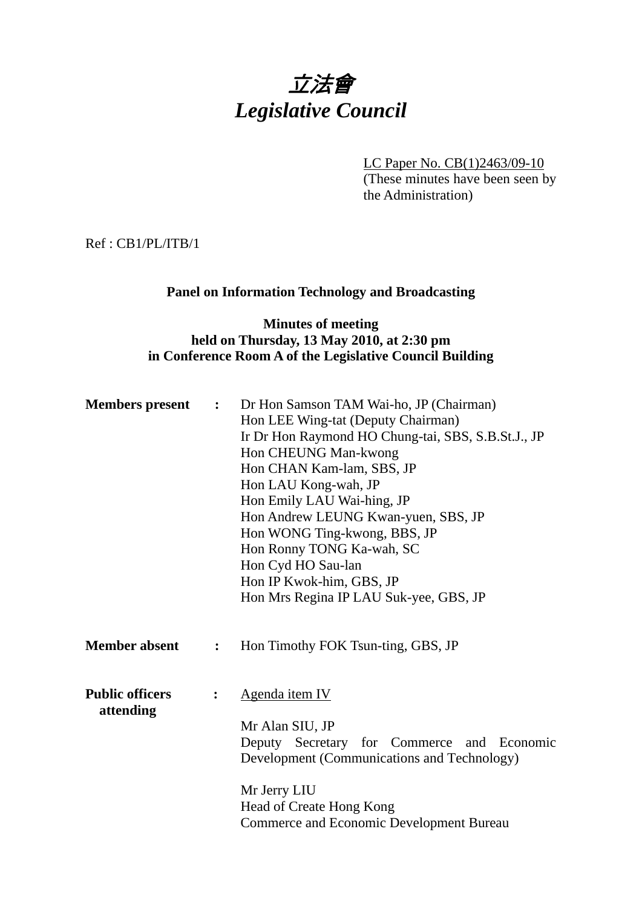# 立法會
# *Legislative Council*

LC Paper No. CB(1)2463/09-10
(These minutes have been seen by the Administration)

Ref : CB1/PL/ITB/1

**Panel on Information Technology and Broadcasting**

**Minutes of meeting**
**held on Thursday, 13 May 2010, at 2:30 pm**
**in Conference Room A of the Legislative Council Building**

**Members present :**

Dr Hon Samson TAM Wai-ho, JP (Chairman)
Hon LEE Wing-tat (Deputy Chairman)
Ir Dr Hon Raymond HO Chung-tai, SBS, S.B.St.J., JP
Hon CHEUNG Man-kwong
Hon CHAN Kam-lam, SBS, JP
Hon LAU Kong-wah, JP
Hon Emily LAU Wai-hing, JP
Hon Andrew LEUNG Kwan-yuen, SBS, JP
Hon WONG Ting-kwong, BBS, JP
Hon Ronny TONG Ka-wah, SC
Hon Cyd HO Sau-lan
Hon IP Kwok-him, GBS, JP
Hon Mrs Regina IP LAU Suk-yee, GBS, JP

**Member absent :**

Hon Timothy FOK Tsun-ting, GBS, JP

**Public officers attending :**

Agenda item IV

Mr Alan SIU, JP
Deputy Secretary for Commerce and Economic Development (Communications and Technology)

Mr Jerry LIU
Head of Create Hong Kong
Commerce and Economic Development Bureau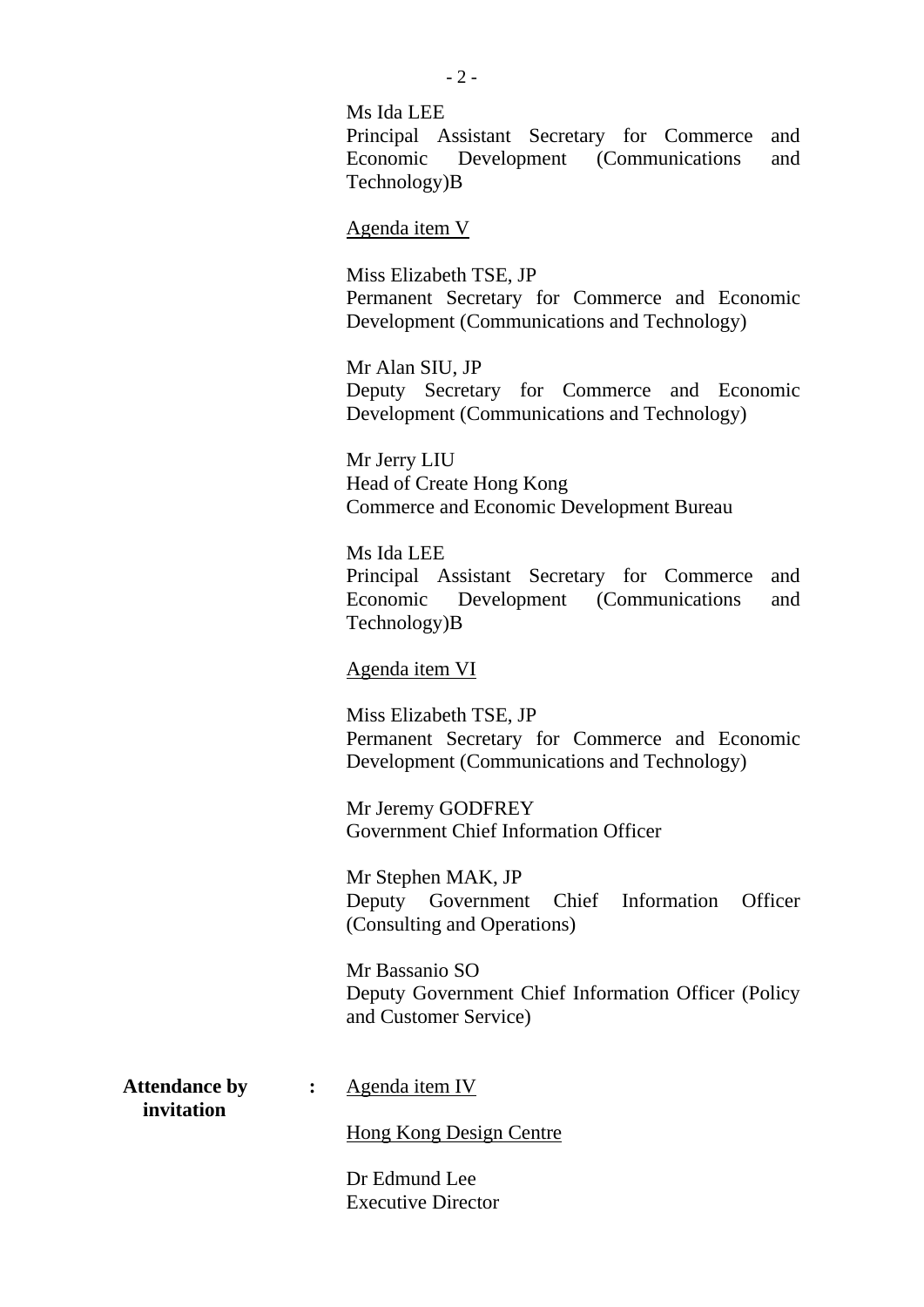Ms Ida LEE
Principal Assistant Secretary for Commerce and Economic Development (Communications and Technology)B

Agenda item V

Miss Elizabeth TSE, JP
Permanent Secretary for Commerce and Economic Development (Communications and Technology)

Mr Alan SIU, JP
Deputy Secretary for Commerce and Economic Development (Communications and Technology)

Mr Jerry LIU
Head of Create Hong Kong
Commerce and Economic Development Bureau

Ms Ida LEE
Principal Assistant Secretary for Commerce and Economic Development (Communications and Technology)B

Agenda item VI

Miss Elizabeth TSE, JP
Permanent Secretary for Commerce and Economic Development (Communications and Technology)

Mr Jeremy GODFREY
Government Chief Information Officer

Mr Stephen MAK, JP
Deputy Government Chief Information Officer (Consulting and Operations)

Mr Bassanio SO
Deputy Government Chief Information Officer (Policy and Customer Service)

**Attendance by invitation** : Agenda item IV

Hong Kong Design Centre

Dr Edmund Lee
Executive Director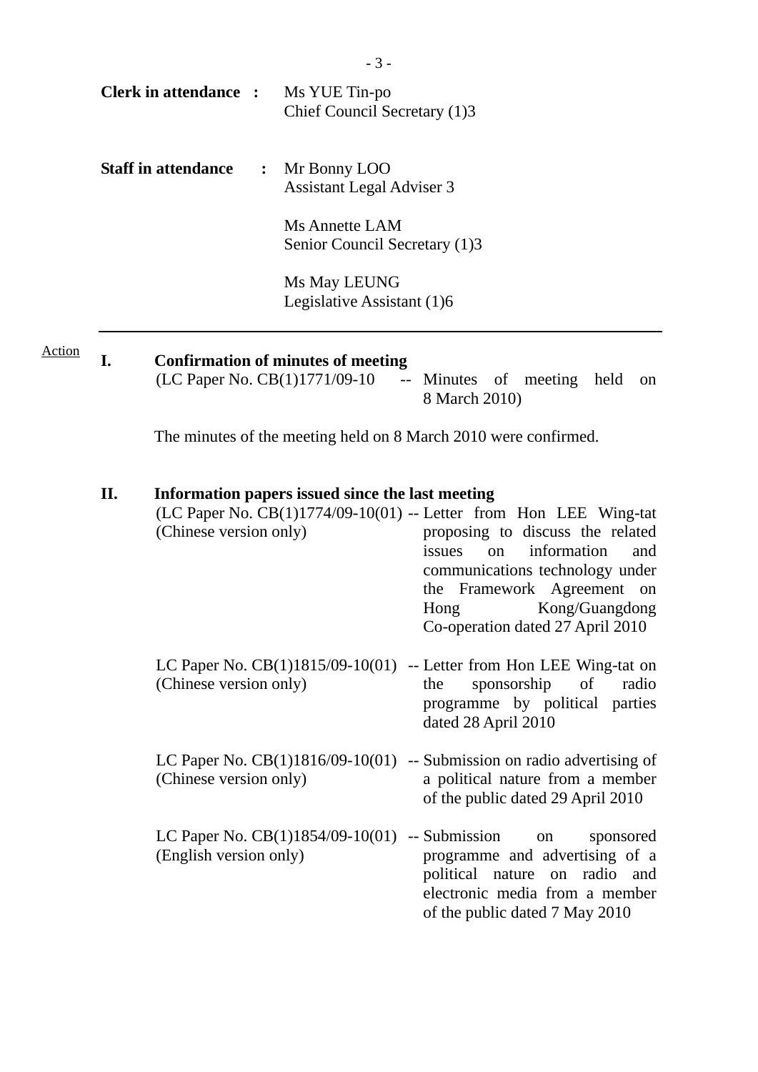| | | |
|---|---|---|
| **Clerk in attendance** | **:** | Ms YUE Tin-po<br>Chief Council Secretary (1)3 |
| **Staff in attendance** | **:** | Mr Bonny LOO<br>Assistant Legal Adviser 3<br><br>Ms Annette LAM<br>Senior Council Secretary (1)3<br><br>Ms May LEUNG<br>Legislative Assistant (1)6 |

---

Action

**I. Confirmation of minutes of meeting**

(LC Paper No. CB(1)1771/09-10 -- Minutes of meeting held on 8 March 2010)

The minutes of the meeting held on 8 March 2010 were confirmed.

**II. Information papers issued since the last meeting**

| | | |
|---|---|---|
| (LC Paper No. CB(1)1774/09-10(01)<br>(Chinese version only) | -- | Letter from Hon LEE Wing-tat proposing to discuss the related issues on information and communications technology under the Framework Agreement on Hong Kong/Guangdong Co-operation dated 27 April 2010 |
| LC Paper No. CB(1)1815/09-10(01)<br>(Chinese version only) | -- | Letter from Hon LEE Wing-tat on the sponsorship of radio programme by political parties dated 28 April 2010 |
| LC Paper No. CB(1)1816/09-10(01)<br>(Chinese version only) | -- | Submission on radio advertising of a political nature from a member of the public dated 29 April 2010 |
| LC Paper No. CB(1)1854/09-10(01)<br>(English version only) | -- | Submission on sponsored programme and advertising of a political nature on radio and electronic media from a member of the public dated 7 May 2010 |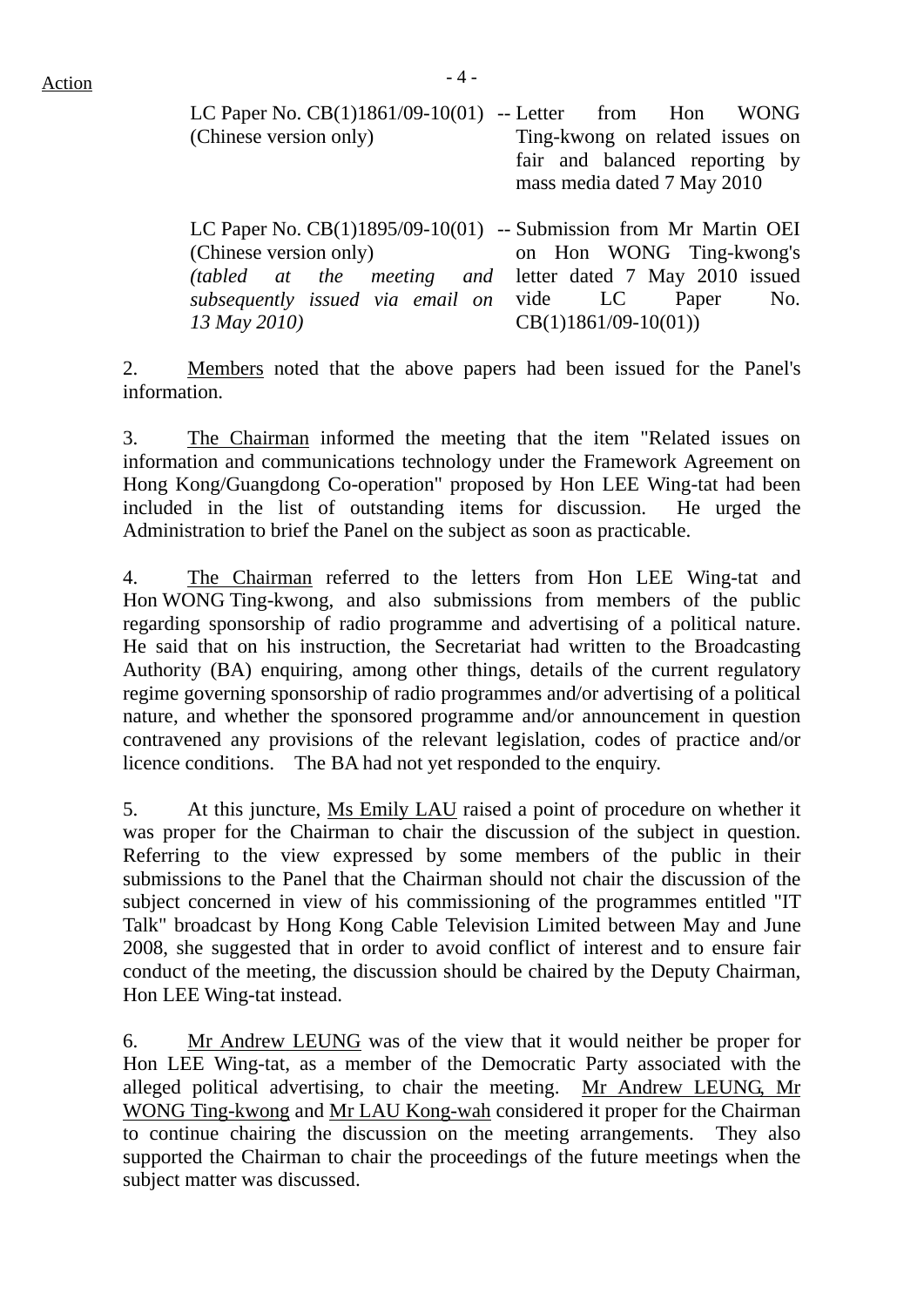Action

| | |
|---|---|
| LC Paper No. CB(1)1861/09-10(01) (Chinese version only) | -- Letter from Hon WONG Ting-kwong on related issues on fair and balanced reporting by mass media dated 7 May 2010 |
| LC Paper No. CB(1)1895/09-10(01) (Chinese version only) *(tabled at the meeting and subsequently issued via email on 13 May 2010)* | -- Submission from Mr Martin OEI on Hon WONG Ting-kwong's letter dated 7 May 2010 issued vide LC Paper No. CB(1)1861/09-10(01)) |

2. Members noted that the above papers had been issued for the Panel's information.

3. The Chairman informed the meeting that the item "Related issues on information and communications technology under the Framework Agreement on Hong Kong/Guangdong Co-operation" proposed by Hon LEE Wing-tat had been included in the list of outstanding items for discussion. He urged the Administration to brief the Panel on the subject as soon as practicable.

4. The Chairman referred to the letters from Hon LEE Wing-tat and Hon WONG Ting-kwong, and also submissions from members of the public regarding sponsorship of radio programme and advertising of a political nature. He said that on his instruction, the Secretariat had written to the Broadcasting Authority (BA) enquiring, among other things, details of the current regulatory regime governing sponsorship of radio programmes and/or advertising of a political nature, and whether the sponsored programme and/or announcement in question contravened any provisions of the relevant legislation, codes of practice and/or licence conditions. The BA had not yet responded to the enquiry.

5. At this juncture, Ms Emily LAU raised a point of procedure on whether it was proper for the Chairman to chair the discussion of the subject in question. Referring to the view expressed by some members of the public in their submissions to the Panel that the Chairman should not chair the discussion of the subject concerned in view of his commissioning of the programmes entitled "IT Talk" broadcast by Hong Kong Cable Television Limited between May and June 2008, she suggested that in order to avoid conflict of interest and to ensure fair conduct of the meeting, the discussion should be chaired by the Deputy Chairman, Hon LEE Wing-tat instead.

6. Mr Andrew LEUNG was of the view that it would neither be proper for Hon LEE Wing-tat, as a member of the Democratic Party associated with the alleged political advertising, to chair the meeting. Mr Andrew LEUNG, Mr WONG Ting-kwong and Mr LAU Kong-wah considered it proper for the Chairman to continue chairing the discussion on the meeting arrangements. They also supported the Chairman to chair the proceedings of the future meetings when the subject matter was discussed.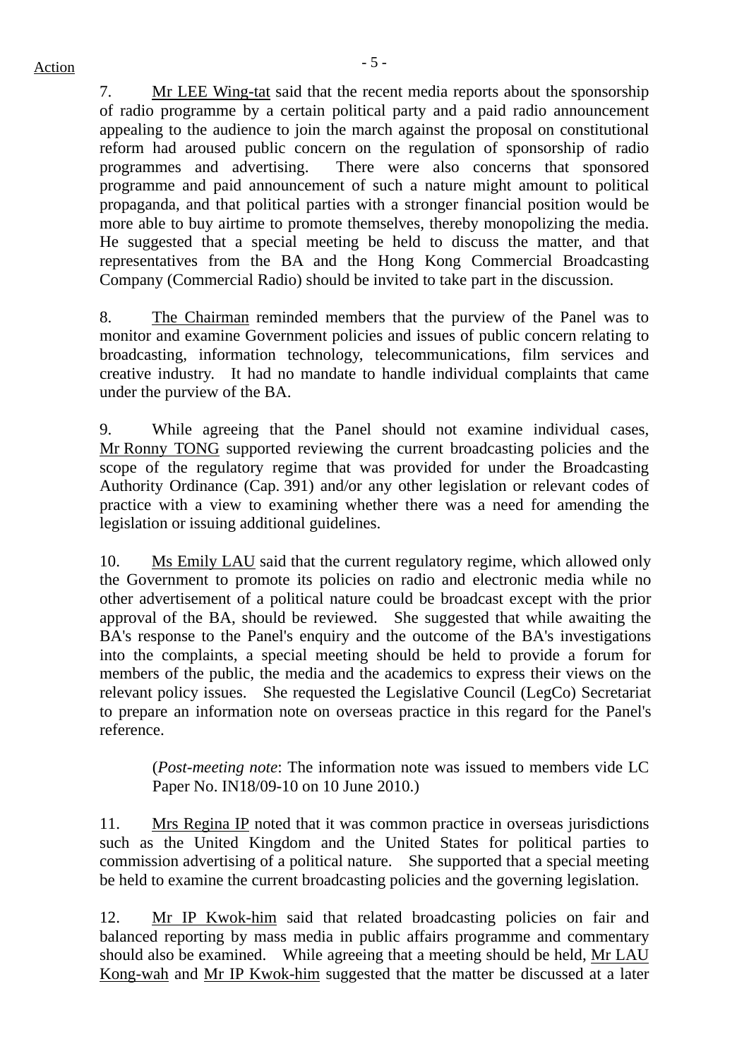Action

7. Mr LEE Wing-tat said that the recent media reports about the sponsorship of radio programme by a certain political party and a paid radio announcement appealing to the audience to join the march against the proposal on constitutional reform had aroused public concern on the regulation of sponsorship of radio programmes and advertising. There were also concerns that sponsored programme and paid announcement of such a nature might amount to political propaganda, and that political parties with a stronger financial position would be more able to buy airtime to promote themselves, thereby monopolizing the media. He suggested that a special meeting be held to discuss the matter, and that representatives from the BA and the Hong Kong Commercial Broadcasting Company (Commercial Radio) should be invited to take part in the discussion.

8. The Chairman reminded members that the purview of the Panel was to monitor and examine Government policies and issues of public concern relating to broadcasting, information technology, telecommunications, film services and creative industry. It had no mandate to handle individual complaints that came under the purview of the BA.

9. While agreeing that the Panel should not examine individual cases, Mr Ronny TONG supported reviewing the current broadcasting policies and the scope of the regulatory regime that was provided for under the Broadcasting Authority Ordinance (Cap. 391) and/or any other legislation or relevant codes of practice with a view to examining whether there was a need for amending the legislation or issuing additional guidelines.

10. Ms Emily LAU said that the current regulatory regime, which allowed only the Government to promote its policies on radio and electronic media while no other advertisement of a political nature could be broadcast except with the prior approval of the BA, should be reviewed. She suggested that while awaiting the BA's response to the Panel's enquiry and the outcome of the BA's investigations into the complaints, a special meeting should be held to provide a forum for members of the public, the media and the academics to express their views on the relevant policy issues. She requested the Legislative Council (LegCo) Secretariat to prepare an information note on overseas practice in this regard for the Panel's reference.

> (*Post-meeting note*: The information note was issued to members vide LC Paper No. IN18/09-10 on 10 June 2010.)

11. Mrs Regina IP noted that it was common practice in overseas jurisdictions such as the United Kingdom and the United States for political parties to commission advertising of a political nature. She supported that a special meeting be held to examine the current broadcasting policies and the governing legislation.

12. Mr IP Kwok-him said that related broadcasting policies on fair and balanced reporting by mass media in public affairs programme and commentary should also be examined. While agreeing that a meeting should be held, Mr LAU Kong-wah and Mr IP Kwok-him suggested that the matter be discussed at a later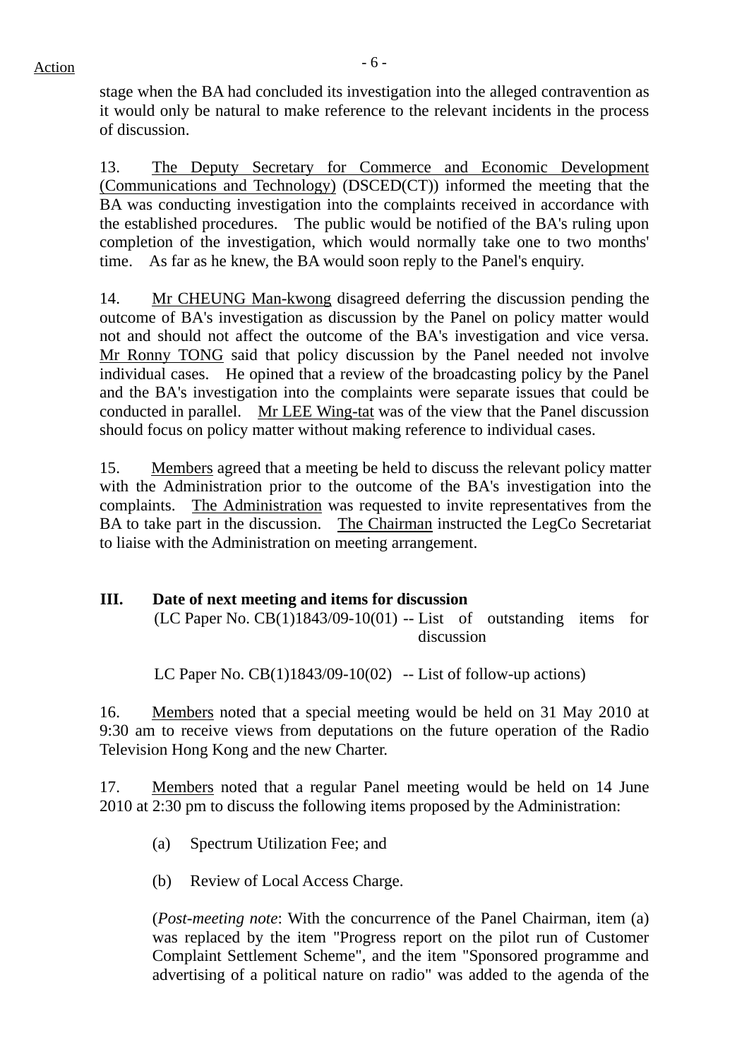stage when the BA had concluded its investigation into the alleged contravention as it would only be natural to make reference to the relevant incidents in the process of discussion.

13. The Deputy Secretary for Commerce and Economic Development (Communications and Technology) (DSCED(CT)) informed the meeting that the BA was conducting investigation into the complaints received in accordance with the established procedures. The public would be notified of the BA's ruling upon completion of the investigation, which would normally take one to two months' time. As far as he knew, the BA would soon reply to the Panel's enquiry.

14. Mr CHEUNG Man-kwong disagreed deferring the discussion pending the outcome of BA's investigation as discussion by the Panel on policy matter would not and should not affect the outcome of the BA's investigation and vice versa. Mr Ronny TONG said that policy discussion by the Panel needed not involve individual cases. He opined that a review of the broadcasting policy by the Panel and the BA's investigation into the complaints were separate issues that could be conducted in parallel. Mr LEE Wing-tat was of the view that the Panel discussion should focus on policy matter without making reference to individual cases.

15. Members agreed that a meeting be held to discuss the relevant policy matter with the Administration prior to the outcome of the BA's investigation into the complaints. The Administration was requested to invite representatives from the BA to take part in the discussion. The Chairman instructed the LegCo Secretariat to liaise with the Administration on meeting arrangement.

## III. Date of next meeting and items for discussion

(LC Paper No. CB(1)1843/09-10(01) -- List of outstanding items for discussion

LC Paper No. CB(1)1843/09-10(02) -- List of follow-up actions)

16. Members noted that a special meeting would be held on 31 May 2010 at 9:30 am to receive views from deputations on the future operation of the Radio Television Hong Kong and the new Charter.

17. Members noted that a regular Panel meeting would be held on 14 June 2010 at 2:30 pm to discuss the following items proposed by the Administration:

(a) Spectrum Utilization Fee; and

(b) Review of Local Access Charge.

(*Post-meeting note*: With the concurrence of the Panel Chairman, item (a) was replaced by the item "Progress report on the pilot run of Customer Complaint Settlement Scheme", and the item "Sponsored programme and advertising of a political nature on radio" was added to the agenda of the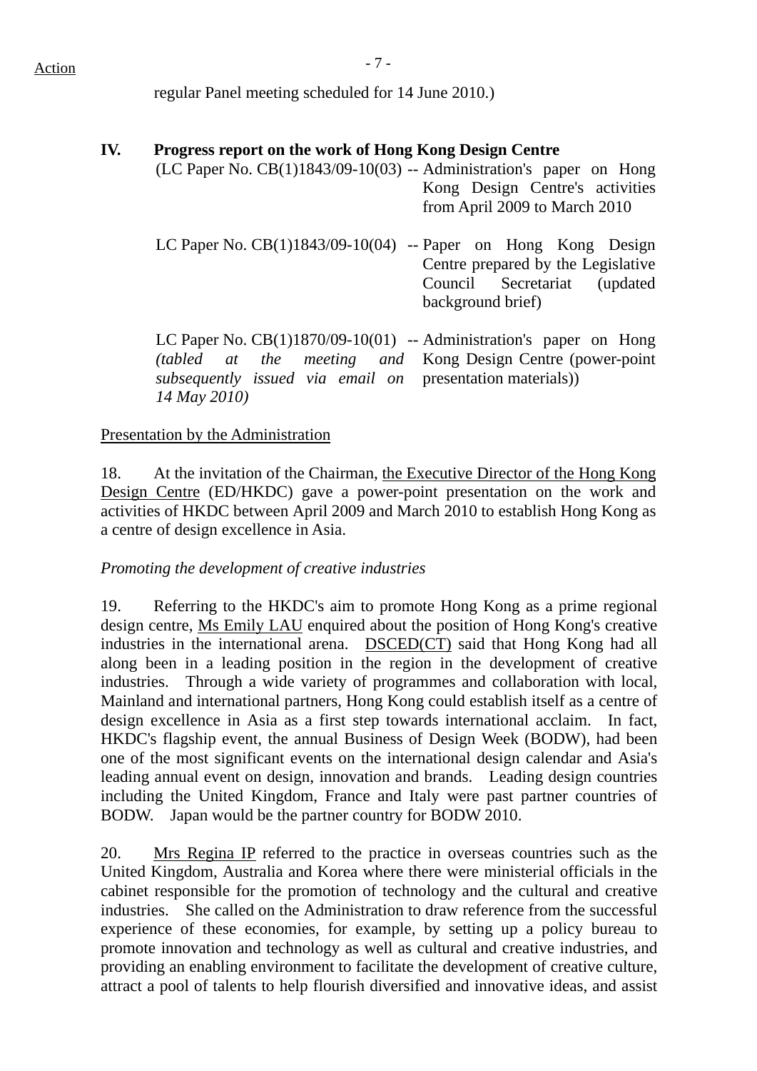regular Panel meeting scheduled for 14 June 2010.)

**IV. Progress report on the work of Hong Kong Design Centre**

(LC Paper No. CB(1)1843/09-10(03) -- Administration's paper on Hong Kong Design Centre's activities from April 2009 to March 2010

LC Paper No. CB(1)1843/09-10(04) -- Paper on Hong Kong Design Centre prepared by the Legislative Council Secretariat (updated background brief)

LC Paper No. CB(1)1870/09-10(01) *(tabled at the meeting and subsequently issued via email on 14 May 2010)* -- Administration's paper on Hong Kong Design Centre (power-point presentation materials))

Presentation by the Administration

18. At the invitation of the Chairman, the Executive Director of the Hong Kong Design Centre (ED/HKDC) gave a power-point presentation on the work and activities of HKDC between April 2009 and March 2010 to establish Hong Kong as a centre of design excellence in Asia.

*Promoting the development of creative industries*

19. Referring to the HKDC's aim to promote Hong Kong as a prime regional design centre, Ms Emily LAU enquired about the position of Hong Kong's creative industries in the international arena. DSCED(CT) said that Hong Kong had all along been in a leading position in the region in the development of creative industries. Through a wide variety of programmes and collaboration with local, Mainland and international partners, Hong Kong could establish itself as a centre of design excellence in Asia as a first step towards international acclaim. In fact, HKDC's flagship event, the annual Business of Design Week (BODW), had been one of the most significant events on the international design calendar and Asia's leading annual event on design, innovation and brands. Leading design countries including the United Kingdom, France and Italy were past partner countries of BODW. Japan would be the partner country for BODW 2010.

20. Mrs Regina IP referred to the practice in overseas countries such as the United Kingdom, Australia and Korea where there were ministerial officials in the cabinet responsible for the promotion of technology and the cultural and creative industries. She called on the Administration to draw reference from the successful experience of these economies, for example, by setting up a policy bureau to promote innovation and technology as well as cultural and creative industries, and providing an enabling environment to facilitate the development of creative culture, attract a pool of talents to help flourish diversified and innovative ideas, and assist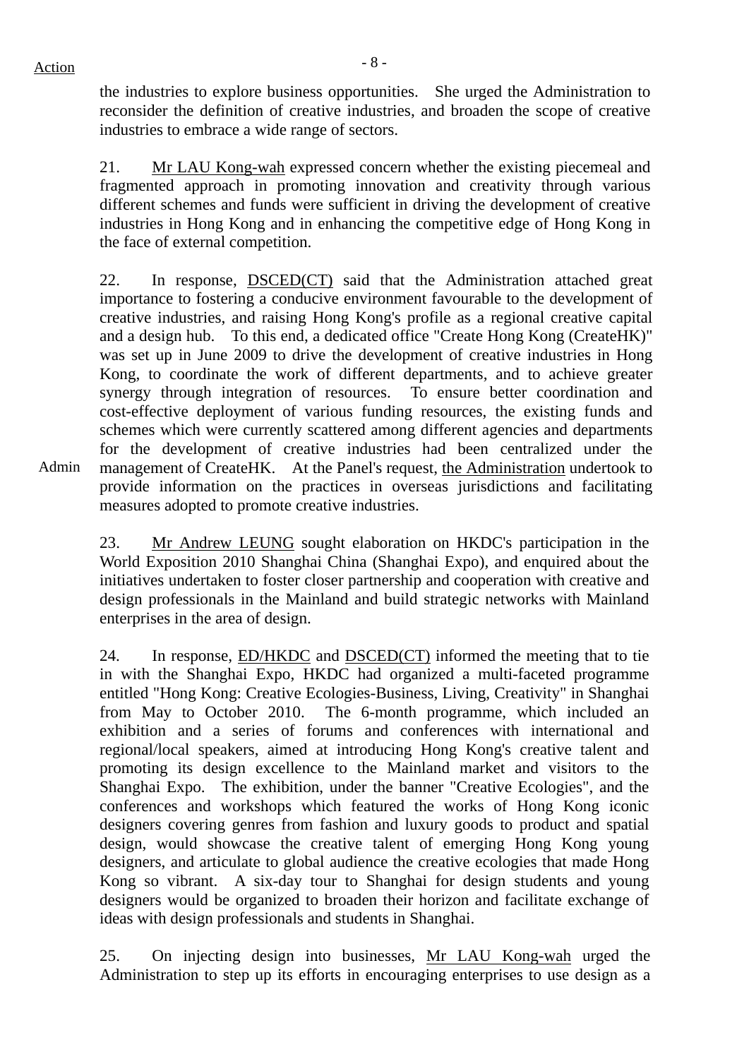the industries to explore business opportunities. She urged the Administration to reconsider the definition of creative industries, and broaden the scope of creative industries to embrace a wide range of sectors.

21. Mr LAU Kong-wah expressed concern whether the existing piecemeal and fragmented approach in promoting innovation and creativity through various different schemes and funds were sufficient in driving the development of creative industries in Hong Kong and in enhancing the competitive edge of Hong Kong in the face of external competition.

22. In response, DSCED(CT) said that the Administration attached great importance to fostering a conducive environment favourable to the development of creative industries, and raising Hong Kong's profile as a regional creative capital and a design hub. To this end, a dedicated office "Create Hong Kong (CreateHK)" was set up in June 2009 to drive the development of creative industries in Hong Kong, to coordinate the work of different departments, and to achieve greater synergy through integration of resources. To ensure better coordination and cost-effective deployment of various funding resources, the existing funds and schemes which were currently scattered among different agencies and departments for the development of creative industries had been centralized under the management of CreateHK. At the Panel's request, the Administration undertook to provide information on the practices in overseas jurisdictions and facilitating measures adopted to promote creative industries.

Admin

23. Mr Andrew LEUNG sought elaboration on HKDC's participation in the World Exposition 2010 Shanghai China (Shanghai Expo), and enquired about the initiatives undertaken to foster closer partnership and cooperation with creative and design professionals in the Mainland and build strategic networks with Mainland enterprises in the area of design.

24. In response, ED/HKDC and DSCED(CT) informed the meeting that to tie in with the Shanghai Expo, HKDC had organized a multi-faceted programme entitled "Hong Kong: Creative Ecologies-Business, Living, Creativity" in Shanghai from May to October 2010. The 6-month programme, which included an exhibition and a series of forums and conferences with international and regional/local speakers, aimed at introducing Hong Kong's creative talent and promoting its design excellence to the Mainland market and visitors to the Shanghai Expo. The exhibition, under the banner "Creative Ecologies", and the conferences and workshops which featured the works of Hong Kong iconic designers covering genres from fashion and luxury goods to product and spatial design, would showcase the creative talent of emerging Hong Kong young designers, and articulate to global audience the creative ecologies that made Hong Kong so vibrant. A six-day tour to Shanghai for design students and young designers would be organized to broaden their horizon and facilitate exchange of ideas with design professionals and students in Shanghai.

25. On injecting design into businesses, Mr LAU Kong-wah urged the Administration to step up its efforts in encouraging enterprises to use design as a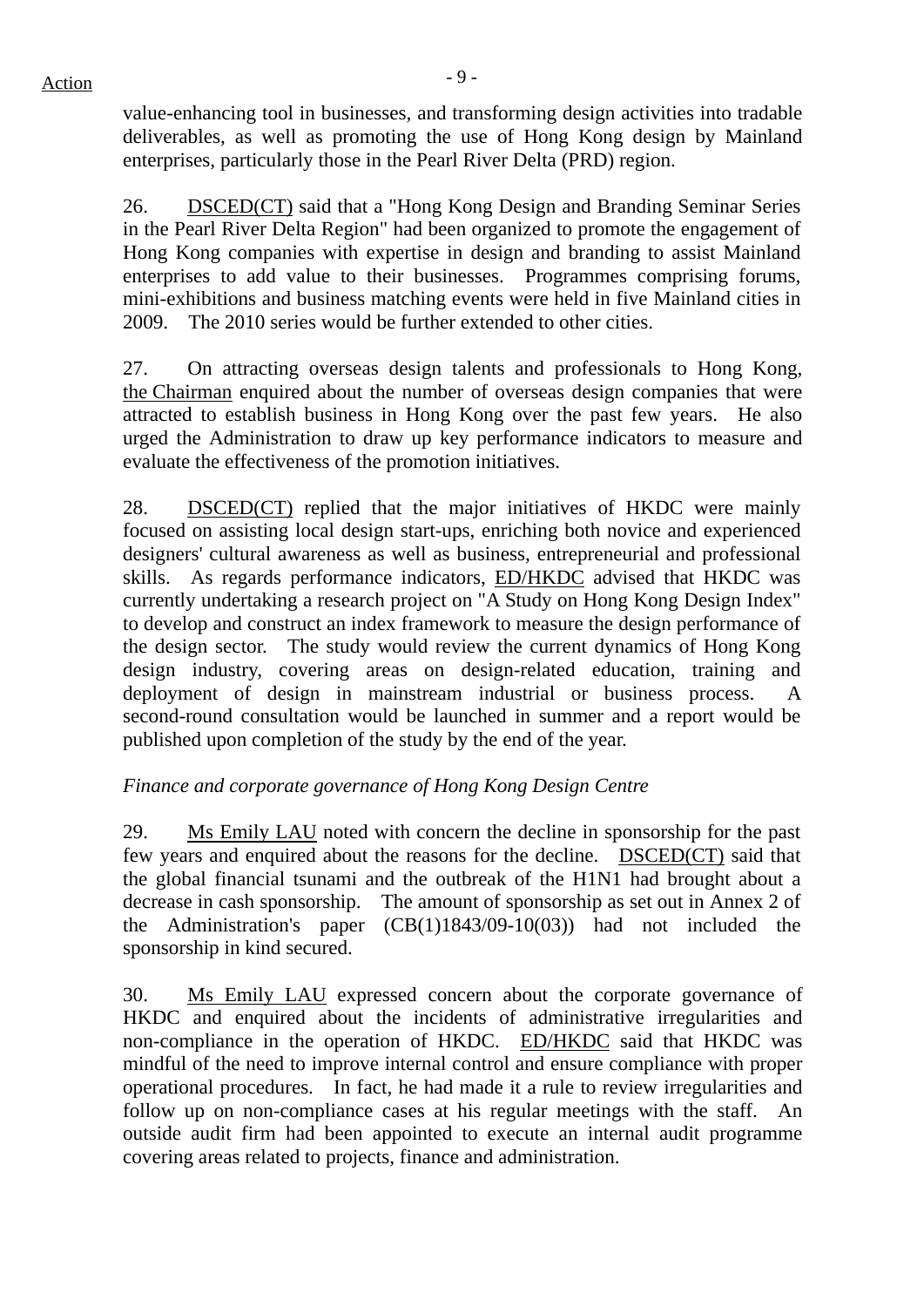value-enhancing tool in businesses, and transforming design activities into tradable deliverables, as well as promoting the use of Hong Kong design by Mainland enterprises, particularly those in the Pearl River Delta (PRD) region.

26. DSCED(CT) said that a "Hong Kong Design and Branding Seminar Series in the Pearl River Delta Region" had been organized to promote the engagement of Hong Kong companies with expertise in design and branding to assist Mainland enterprises to add value to their businesses. Programmes comprising forums, mini-exhibitions and business matching events were held in five Mainland cities in 2009. The 2010 series would be further extended to other cities.

27. On attracting overseas design talents and professionals to Hong Kong, the Chairman enquired about the number of overseas design companies that were attracted to establish business in Hong Kong over the past few years. He also urged the Administration to draw up key performance indicators to measure and evaluate the effectiveness of the promotion initiatives.

28. DSCED(CT) replied that the major initiatives of HKDC were mainly focused on assisting local design start-ups, enriching both novice and experienced designers' cultural awareness as well as business, entrepreneurial and professional skills. As regards performance indicators, ED/HKDC advised that HKDC was currently undertaking a research project on "A Study on Hong Kong Design Index" to develop and construct an index framework to measure the design performance of the design sector. The study would review the current dynamics of Hong Kong design industry, covering areas on design-related education, training and deployment of design in mainstream industrial or business process. A second-round consultation would be launched in summer and a report would be published upon completion of the study by the end of the year.

*Finance and corporate governance of Hong Kong Design Centre*

29. Ms Emily LAU noted with concern the decline in sponsorship for the past few years and enquired about the reasons for the decline. DSCED(CT) said that the global financial tsunami and the outbreak of the H1N1 had brought about a decrease in cash sponsorship. The amount of sponsorship as set out in Annex 2 of the Administration's paper (CB(1)1843/09-10(03)) had not included the sponsorship in kind secured.

30. Ms Emily LAU expressed concern about the corporate governance of HKDC and enquired about the incidents of administrative irregularities and non-compliance in the operation of HKDC. ED/HKDC said that HKDC was mindful of the need to improve internal control and ensure compliance with proper operational procedures. In fact, he had made it a rule to review irregularities and follow up on non-compliance cases at his regular meetings with the staff. An outside audit firm had been appointed to execute an internal audit programme covering areas related to projects, finance and administration.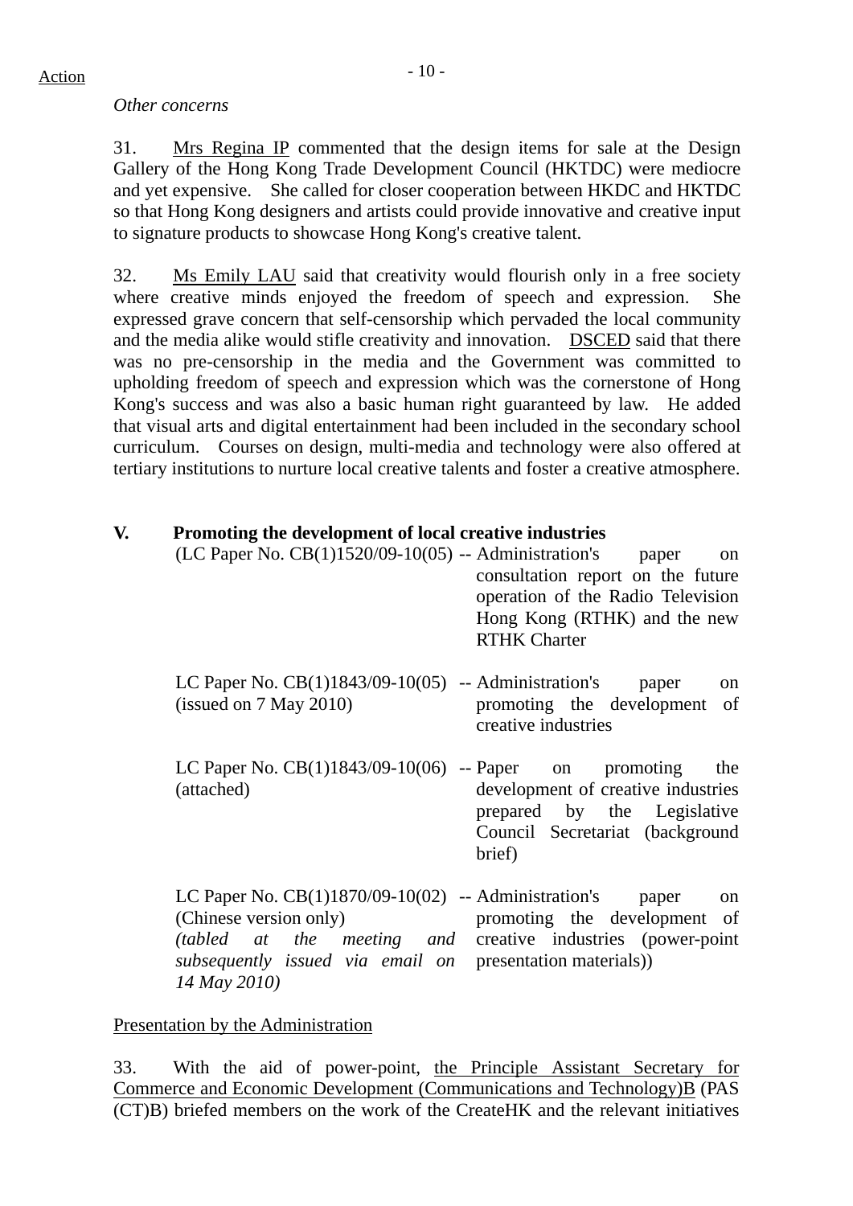Action

*Other concerns*

31. Mrs Regina IP commented that the design items for sale at the Design Gallery of the Hong Kong Trade Development Council (HKTDC) were mediocre and yet expensive. She called for closer cooperation between HKDC and HKTDC so that Hong Kong designers and artists could provide innovative and creative input to signature products to showcase Hong Kong's creative talent.

32. Ms Emily LAU said that creativity would flourish only in a free society where creative minds enjoyed the freedom of speech and expression. She expressed grave concern that self-censorship which pervaded the local community and the media alike would stifle creativity and innovation. DSCED said that there was no pre-censorship in the media and the Government was committed to upholding freedom of speech and expression which was the cornerstone of Hong Kong's success and was also a basic human right guaranteed by law. He added that visual arts and digital entertainment had been included in the secondary school curriculum. Courses on design, multi-media and technology were also offered at tertiary institutions to nurture local creative talents and foster a creative atmosphere.

## V. Promoting the development of local creative industries

| | |
|---|---|
| (LC Paper No. CB(1)1520/09-10(05) | -- Administration's paper on consultation report on the future operation of the Radio Television Hong Kong (RTHK) and the new RTHK Charter |
| LC Paper No. CB(1)1843/09-10(05) (issued on 7 May 2010) | -- Administration's paper on promoting the development of creative industries |
| LC Paper No. CB(1)1843/09-10(06) (attached) | -- Paper on promoting the development of creative industries prepared by the Legislative Council Secretariat (background brief) |
| LC Paper No. CB(1)1870/09-10(02) (Chinese version only) *(tabled at the meeting and subsequently issued via email on 14 May 2010)* | -- Administration's paper on promoting the development of creative industries (power-point presentation materials)) |

Presentation by the Administration

33. With the aid of power-point, the Principle Assistant Secretary for Commerce and Economic Development (Communications and Technology)B (PAS (CT)B) briefed members on the work of the CreateHK and the relevant initiatives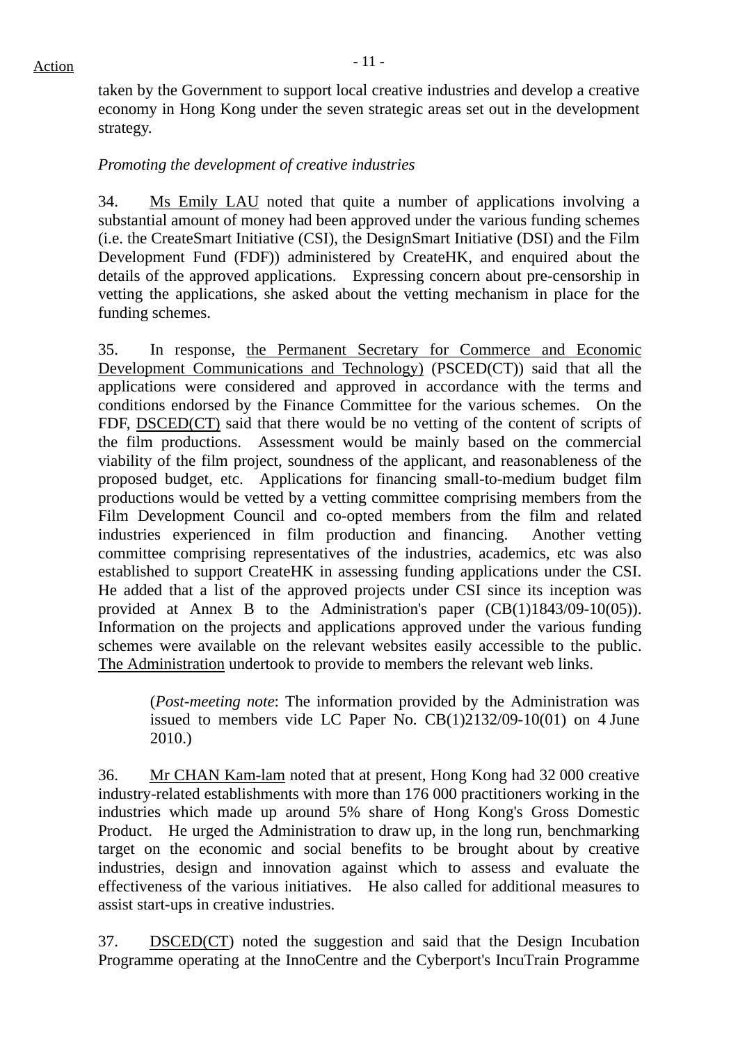Action

taken by the Government to support local creative industries and develop a creative economy in Hong Kong under the seven strategic areas set out in the development strategy.

*Promoting the development of creative industries*

34. Ms Emily LAU noted that quite a number of applications involving a substantial amount of money had been approved under the various funding schemes (i.e. the CreateSmart Initiative (CSI), the DesignSmart Initiative (DSI) and the Film Development Fund (FDF)) administered by CreateHK, and enquired about the details of the approved applications. Expressing concern about pre-censorship in vetting the applications, she asked about the vetting mechanism in place for the funding schemes.

35. In response, the Permanent Secretary for Commerce and Economic Development Communications and Technology) (PSCED(CT)) said that all the applications were considered and approved in accordance with the terms and conditions endorsed by the Finance Committee for the various schemes. On the FDF, DSCED(CT) said that there would be no vetting of the content of scripts of the film productions. Assessment would be mainly based on the commercial viability of the film project, soundness of the applicant, and reasonableness of the proposed budget, etc. Applications for financing small-to-medium budget film productions would be vetted by a vetting committee comprising members from the Film Development Council and co-opted members from the film and related industries experienced in film production and financing. Another vetting committee comprising representatives of the industries, academics, etc was also established to support CreateHK in assessing funding applications under the CSI. He added that a list of the approved projects under CSI since its inception was provided at Annex B to the Administration's paper (CB(1)1843/09-10(05)). Information on the projects and applications approved under the various funding schemes were available on the relevant websites easily accessible to the public. The Administration undertook to provide to members the relevant web links.

> (*Post-meeting note*: The information provided by the Administration was issued to members vide LC Paper No. CB(1)2132/09-10(01) on 4 June 2010.)

36. Mr CHAN Kam-lam noted that at present, Hong Kong had 32 000 creative industry-related establishments with more than 176 000 practitioners working in the industries which made up around 5% share of Hong Kong's Gross Domestic Product. He urged the Administration to draw up, in the long run, benchmarking target on the economic and social benefits to be brought about by creative industries, design and innovation against which to assess and evaluate the effectiveness of the various initiatives. He also called for additional measures to assist start-ups in creative industries.

37. DSCED(CT) noted the suggestion and said that the Design Incubation Programme operating at the InnoCentre and the Cyberport's IncuTrain Programme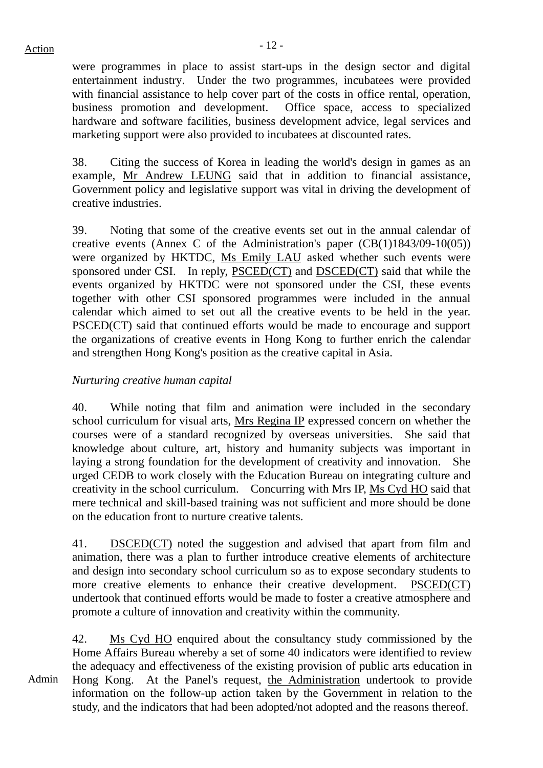were programmes in place to assist start-ups in the design sector and digital entertainment industry. Under the two programmes, incubatees were provided with financial assistance to help cover part of the costs in office rental, operation, business promotion and development. Office space, access to specialized hardware and software facilities, business development advice, legal services and marketing support were also provided to incubatees at discounted rates.

38. Citing the success of Korea in leading the world's design in games as an example, Mr Andrew LEUNG said that in addition to financial assistance, Government policy and legislative support was vital in driving the development of creative industries.

39. Noting that some of the creative events set out in the annual calendar of creative events (Annex C of the Administration's paper (CB(1)1843/09-10(05)) were organized by HKTDC, Ms Emily LAU asked whether such events were sponsored under CSI. In reply, PSCED(CT) and DSCED(CT) said that while the events organized by HKTDC were not sponsored under the CSI, these events together with other CSI sponsored programmes were included in the annual calendar which aimed to set out all the creative events to be held in the year. PSCED(CT) said that continued efforts would be made to encourage and support the organizations of creative events in Hong Kong to further enrich the calendar and strengthen Hong Kong's position as the creative capital in Asia.

*Nurturing creative human capital*

40. While noting that film and animation were included in the secondary school curriculum for visual arts, Mrs Regina IP expressed concern on whether the courses were of a standard recognized by overseas universities. She said that knowledge about culture, art, history and humanity subjects was important in laying a strong foundation for the development of creativity and innovation. She urged CEDB to work closely with the Education Bureau on integrating culture and creativity in the school curriculum. Concurring with Mrs IP, Ms Cyd HO said that mere technical and skill-based training was not sufficient and more should be done on the education front to nurture creative talents.

41. DSCED(CT) noted the suggestion and advised that apart from film and animation, there was a plan to further introduce creative elements of architecture and design into secondary school curriculum so as to expose secondary students to more creative elements to enhance their creative development. PSCED(CT) undertook that continued efforts would be made to foster a creative atmosphere and promote a culture of innovation and creativity within the community.

42. Ms Cyd HO enquired about the consultancy study commissioned by the Home Affairs Bureau whereby a set of some 40 indicators were identified to review the adequacy and effectiveness of the existing provision of public arts education in Hong Kong. At the Panel's request, the Administration undertook to provide information on the follow-up action taken by the Government in relation to the study, and the indicators that had been adopted/not adopted and the reasons thereof.

Action: Admin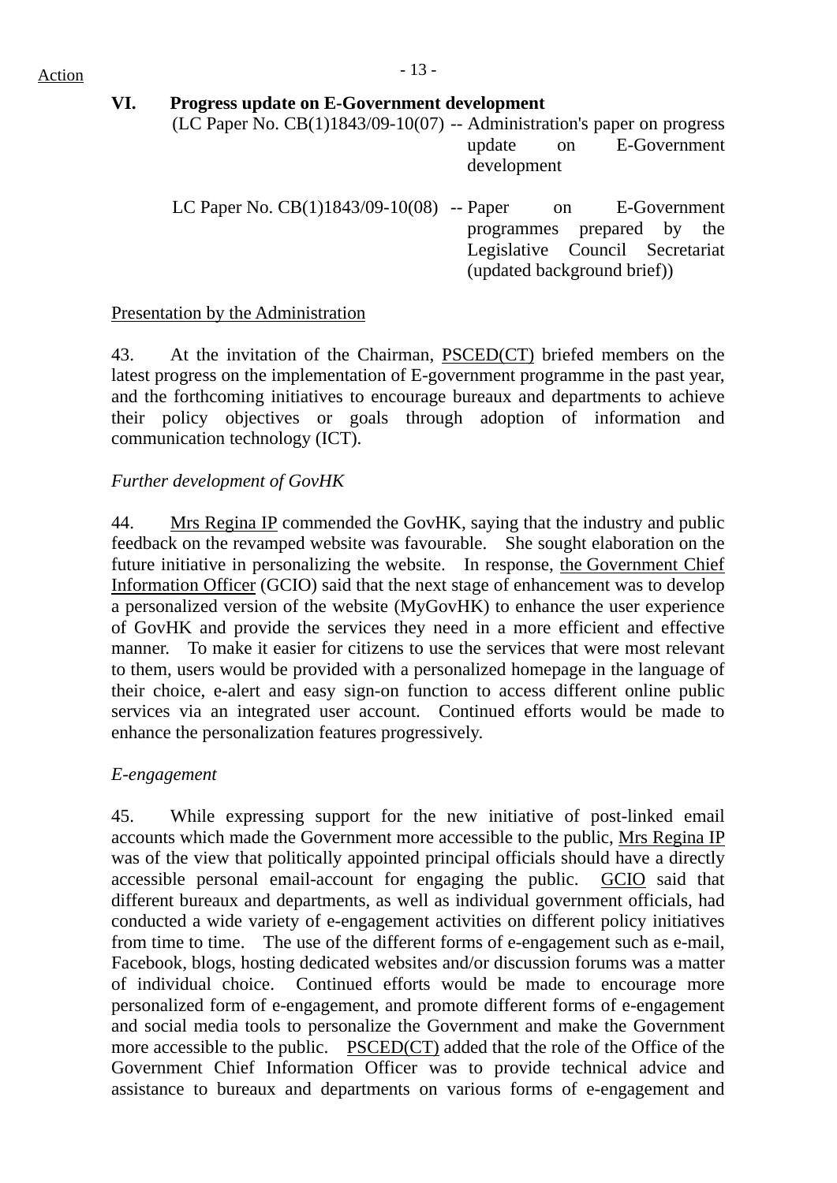Action

## VI. Progress update on E-Government development

(LC Paper No. CB(1)1843/09-10(07) -- Administration's paper on progress update on E-Government development

LC Paper No. CB(1)1843/09-10(08) -- Paper on E-Government programmes prepared by the Legislative Council Secretariat (updated background brief))

Presentation by the Administration

43. At the invitation of the Chairman, PSCED(CT) briefed members on the latest progress on the implementation of E-government programme in the past year, and the forthcoming initiatives to encourage bureaux and departments to achieve their policy objectives or goals through adoption of information and communication technology (ICT).

*Further development of GovHK*

44. Mrs Regina IP commended the GovHK, saying that the industry and public feedback on the revamped website was favourable. She sought elaboration on the future initiative in personalizing the website. In response, the Government Chief Information Officer (GCIO) said that the next stage of enhancement was to develop a personalized version of the website (MyGovHK) to enhance the user experience of GovHK and provide the services they need in a more efficient and effective manner. To make it easier for citizens to use the services that were most relevant to them, users would be provided with a personalized homepage in the language of their choice, e-alert and easy sign-on function to access different online public services via an integrated user account. Continued efforts would be made to enhance the personalization features progressively.

*E-engagement*

45. While expressing support for the new initiative of post-linked email accounts which made the Government more accessible to the public, Mrs Regina IP was of the view that politically appointed principal officials should have a directly accessible personal email-account for engaging the public. GCIO said that different bureaux and departments, as well as individual government officials, had conducted a wide variety of e-engagement activities on different policy initiatives from time to time. The use of the different forms of e-engagement such as e-mail, Facebook, blogs, hosting dedicated websites and/or discussion forums was a matter of individual choice. Continued efforts would be made to encourage more personalized form of e-engagement, and promote different forms of e-engagement and social media tools to personalize the Government and make the Government more accessible to the public. PSCED(CT) added that the role of the Office of the Government Chief Information Officer was to provide technical advice and assistance to bureaux and departments on various forms of e-engagement and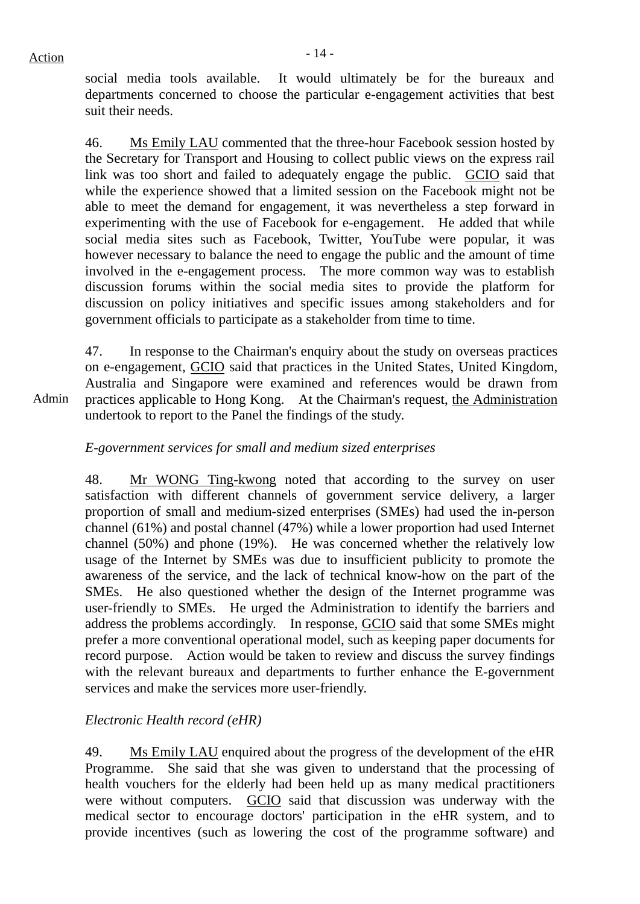Action

social media tools available. It would ultimately be for the bureaux and departments concerned to choose the particular e-engagement activities that best suit their needs.

46. Ms Emily LAU commented that the three-hour Facebook session hosted by the Secretary for Transport and Housing to collect public views on the express rail link was too short and failed to adequately engage the public. GCIO said that while the experience showed that a limited session on the Facebook might not be able to meet the demand for engagement, it was nevertheless a step forward in experimenting with the use of Facebook for e-engagement. He added that while social media sites such as Facebook, Twitter, YouTube were popular, it was however necessary to balance the need to engage the public and the amount of time involved in the e-engagement process. The more common way was to establish discussion forums within the social media sites to provide the platform for discussion on policy initiatives and specific issues among stakeholders and for government officials to participate as a stakeholder from time to time.

47. In response to the Chairman's enquiry about the study on overseas practices on e-engagement, GCIO said that practices in the United States, United Kingdom, Australia and Singapore were examined and references would be drawn from practices applicable to Hong Kong. At the Chairman's request, the Administration undertook to report to the Panel the findings of the study.

Admin

*E-government services for small and medium sized enterprises*

48. Mr WONG Ting-kwong noted that according to the survey on user satisfaction with different channels of government service delivery, a larger proportion of small and medium-sized enterprises (SMEs) had used the in-person channel (61%) and postal channel (47%) while a lower proportion had used Internet channel (50%) and phone (19%). He was concerned whether the relatively low usage of the Internet by SMEs was due to insufficient publicity to promote the awareness of the service, and the lack of technical know-how on the part of the SMEs. He also questioned whether the design of the Internet programme was user-friendly to SMEs. He urged the Administration to identify the barriers and address the problems accordingly. In response, GCIO said that some SMEs might prefer a more conventional operational model, such as keeping paper documents for record purpose. Action would be taken to review and discuss the survey findings with the relevant bureaux and departments to further enhance the E-government services and make the services more user-friendly.

*Electronic Health record (eHR)*

49. Ms Emily LAU enquired about the progress of the development of the eHR Programme. She said that she was given to understand that the processing of health vouchers for the elderly had been held up as many medical practitioners were without computers. GCIO said that discussion was underway with the medical sector to encourage doctors' participation in the eHR system, and to provide incentives (such as lowering the cost of the programme software) and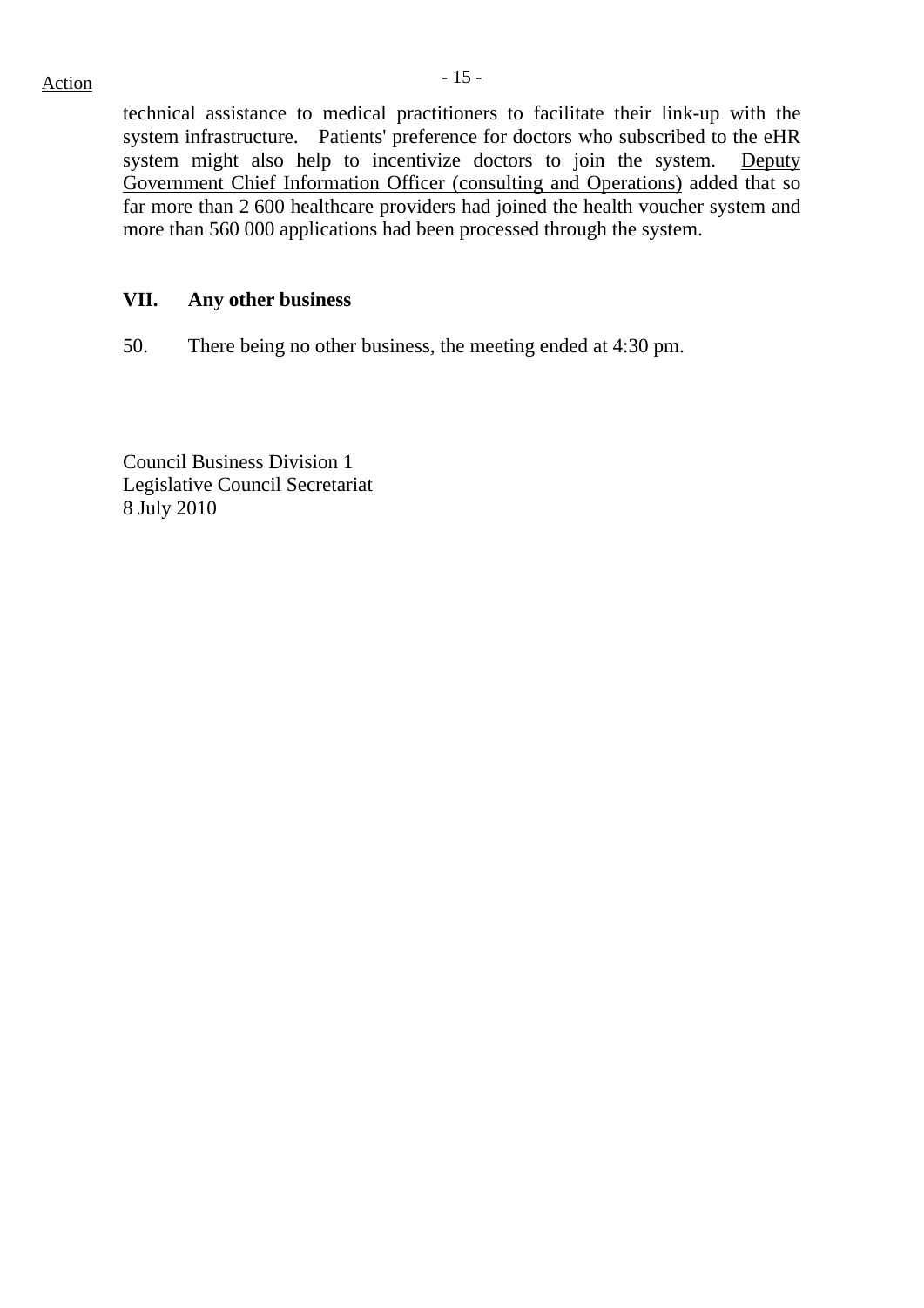Action

technical assistance to medical practitioners to facilitate their link-up with the system infrastructure. Patients' preference for doctors who subscribed to the eHR system might also help to incentivize doctors to join the system. Deputy Government Chief Information Officer (consulting and Operations) added that so far more than 2 600 healthcare providers had joined the health voucher system and more than 560 000 applications had been processed through the system.

## VII. Any other business

50. There being no other business, the meeting ended at 4:30 pm.

Council Business Division 1
Legislative Council Secretariat
8 July 2010